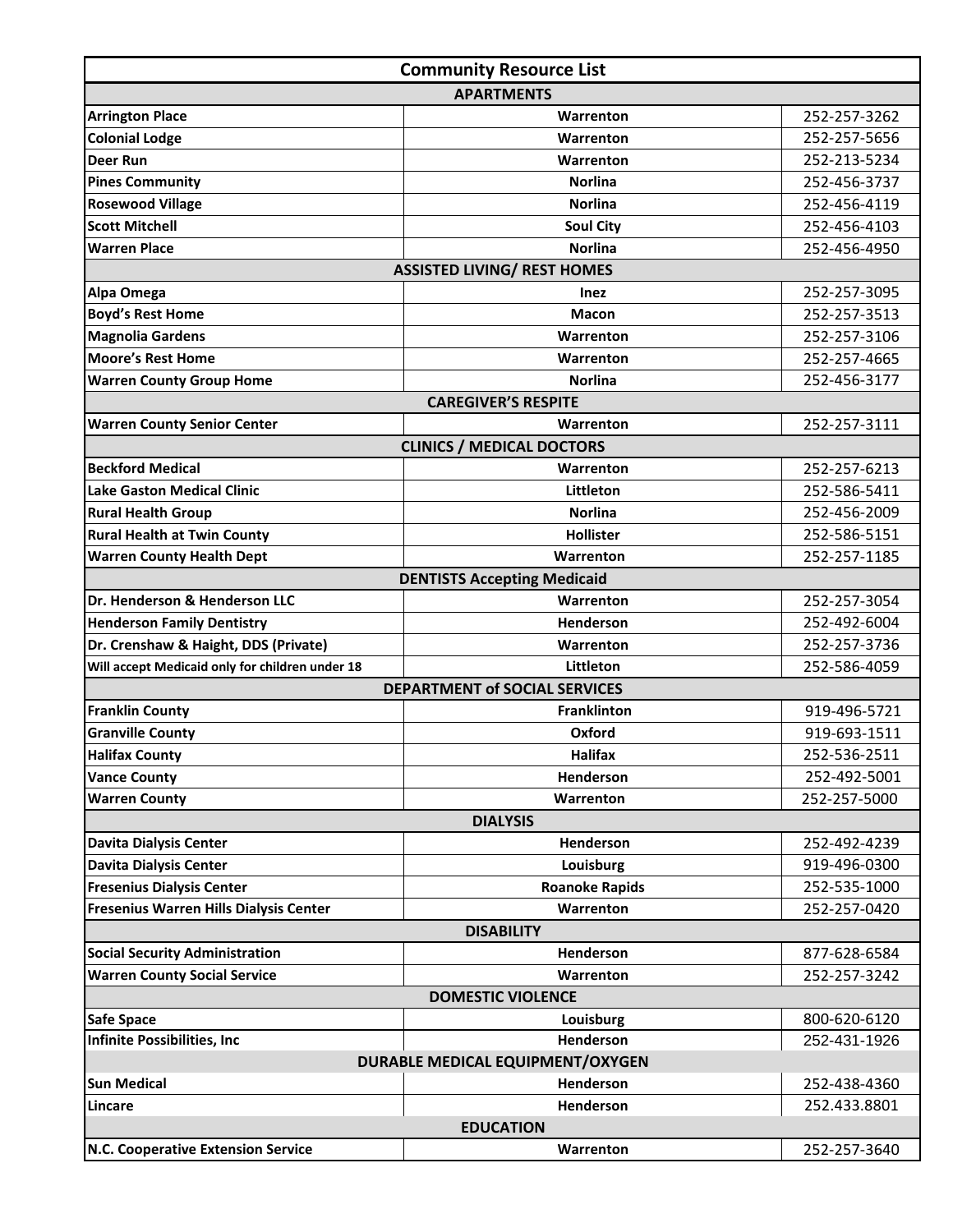| Community Resource List | | |
|---|---|---|
| **APARTMENTS** | | |
| **Arrington Place** | **Warrenton** | 252-257-3262 |
| **Colonial Lodge** | **Warrenton** | 252-257-5656 |
| **Deer Run** | **Warrenton** | 252-213-5234 |
| **Pines Community** | **Norlina** | 252-456-3737 |
| **Rosewood Village** | **Norlina** | 252-456-4119 |
| **Scott Mitchell** | **Soul City** | 252-456-4103 |
| **Warren Place** | **Norlina** | 252-456-4950 |
| **ASSISTED LIVING/ REST HOMES** | | |
| **Alpa Omega** | **Inez** | 252-257-3095 |
| **Boyd's Rest Home** | **Macon** | 252-257-3513 |
| **Magnolia Gardens** | **Warrenton** | 252-257-3106 |
| **Moore's Rest Home** | **Warrenton** | 252-257-4665 |
| **Warren County Group Home** | **Norlina** | 252-456-3177 |
| **CAREGIVER'S RESPITE** | | |
| **Warren County Senior Center** | **Warrenton** | 252-257-3111 |
| **CLINICS / MEDICAL DOCTORS** | | |
| **Beckford Medical** | **Warrenton** | 252-257-6213 |
| **Lake Gaston Medical Clinic** | **Littleton** | 252-586-5411 |
| **Rural Health Group** | **Norlina** | 252-456-2009 |
| **Rural Health at Twin County** | **Hollister** | 252-586-5151 |
| **Warren County Health Dept** | **Warrenton** | 252-257-1185 |
| **DENTISTS Accepting Medicaid** | | |
| **Dr. Henderson & Henderson LLC** | **Warrenton** | 252-257-3054 |
| **Henderson Family Dentistry** | **Henderson** | 252-492-6004 |
| **Dr. Crenshaw & Haight, DDS (Private)** | **Warrenton** | 252-257-3736 |
| **Will accept Medicaid only for children under 18** | **Littleton** | 252-586-4059 |
| **DEPARTMENT of SOCIAL SERVICES** | | |
| **Franklin County** | **Franklinton** | 919-496-5721 |
| **Granville County** | **Oxford** | 919-693-1511 |
| **Halifax County** | **Halifax** | 252-536-2511 |
| **Vance County** | **Henderson** | 252-492-5001 |
| **Warren County** | **Warrenton** | 252-257-5000 |
| **DIALYSIS** | | |
| **Davita Dialysis Center** | **Henderson** | 252-492-4239 |
| **Davita Dialysis Center** | **Louisburg** | 919-496-0300 |
| **Fresenius Dialysis Center** | **Roanoke Rapids** | 252-535-1000 |
| **Fresenius Warren Hills Dialysis Center** | **Warrenton** | 252-257-0420 |
| **DISABILITY** | | |
| **Social Security Administration** | **Henderson** | 877-628-6584 |
| **Warren County Social Service** | **Warrenton** | 252-257-3242 |
| **DOMESTIC VIOLENCE** | | |
| **Safe Space** | **Louisburg** | 800-620-6120 |
| **Infinite Possibilities, Inc** | **Henderson** | 252-431-1926 |
| **DURABLE MEDICAL EQUIPMENT/OXYGEN** | | |
| **Sun Medical** | **Henderson** | 252-438-4360 |
| **Lincare** | **Henderson** | 252.433.8801 |
| **EDUCATION** | | |
| **N.C. Cooperative Extension Service** | **Warrenton** | 252-257-3640 |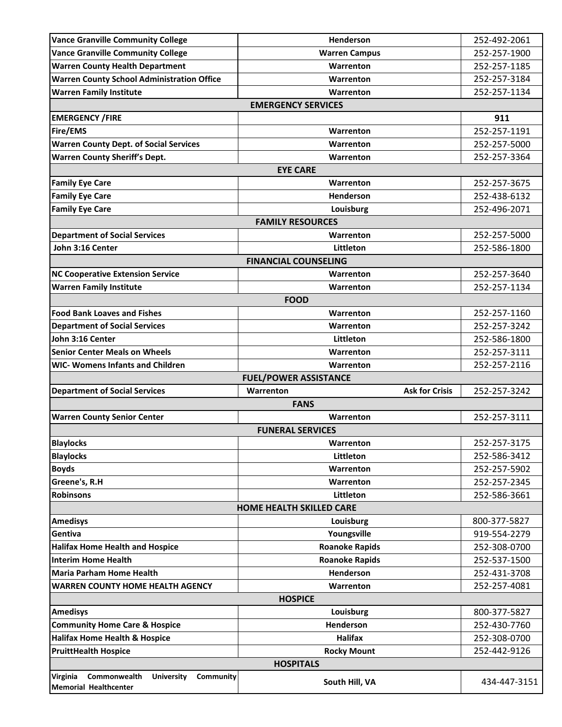| | | |
|---|---|---|
| **Vance Granville Community College** | **Henderson** | 252-492-2061 |
| **Vance Granville Community College** | **Warren Campus** | 252-257-1900 |
| **Warren County Health Department** | **Warrenton** | 252-257-1185 |
| **Warren County School Administration Office** | **Warrenton** | 252-257-3184 |
| **Warren Family Institute** | **Warrenton** | 252-257-1134 |
| **EMERGENCY SERVICES** | | |
| **EMERGENCY /FIRE** | | **911** |
| **Fire/EMS** | **Warrenton** | 252-257-1191 |
| **Warren County Dept. of Social Services** | **Warrenton** | 252-257-5000 |
| **Warren County Sheriff's Dept.** | **Warrenton** | 252-257-3364 |
| **EYE CARE** | | |
| **Family Eye Care** | **Warrenton** | 252-257-3675 |
| **Family Eye Care** | **Henderson** | 252-438-6132 |
| **Family Eye Care** | **Louisburg** | 252-496-2071 |
| **FAMILY RESOURCES** | | |
| **Department of Social Services** | **Warrenton** | 252-257-5000 |
| **John 3:16 Center** | **Littleton** | 252-586-1800 |
| **FINANCIAL COUNSELING** | | |
| **NC Cooperative Extension Service** | **Warrenton** | 252-257-3640 |
| **Warren Family Institute** | **Warrenton** | 252-257-1134 |
| **FOOD** | | |
| **Food Bank Loaves and Fishes** | **Warrenton** | 252-257-1160 |
| **Department of Social Services** | **Warrenton** | 252-257-3242 |
| **John 3:16 Center** | **Littleton** | 252-586-1800 |
| **Senior Center Meals on Wheels** | **Warrenton** | 252-257-3111 |
| **WIC- Womens Infants and Children** | **Warrenton** | 252-257-2116 |
| **FUEL/POWER ASSISTANCE** | | |
| **Department of Social Services** | **Warrenton** **Ask for Crisis** | 252-257-3242 |
| **FANS** | | |
| **Warren County Senior Center** | **Warrenton** | 252-257-3111 |
| **FUNERAL SERVICES** | | |
| **Blaylocks** | **Warrenton** | 252-257-3175 |
| **Blaylocks** | **Littleton** | 252-586-3412 |
| **Boyds** | **Warrenton** | 252-257-5902 |
| **Greene's, R.H** | **Warrenton** | 252-257-2345 |
| **Robinsons** | **Littleton** | 252-586-3661 |
| **HOME HEALTH SKILLED CARE** | | |
| **Amedisys** | **Louisburg** | 800-377-5827 |
| **Gentiva** | **Youngsville** | 919-554-2279 |
| **Halifax Home Health and Hospice** | **Roanoke Rapids** | 252-308-0700 |
| **Interim Home Health** | **Roanoke Rapids** | 252-537-1500 |
| **Maria Parham Home Health** | **Henderson** | 252-431-3708 |
| **WARREN COUNTY HOME HEALTH AGENCY** | **Warrenton** | 252-257-4081 |
| **HOSPICE** | | |
| **Amedisys** | **Louisburg** | 800-377-5827 |
| **Community Home Care & Hospice** | **Henderson** | 252-430-7760 |
| **Halifax Home Health & Hospice** | **Halifax** | 252-308-0700 |
| **PruittHealth Hospice** | **Rocky Mount** | 252-442-9126 |
| **HOSPITALS** | | |
| **Virginia Commonwealth University Community Memorial Healthcenter** | **South Hill, VA** | 434-447-3151 |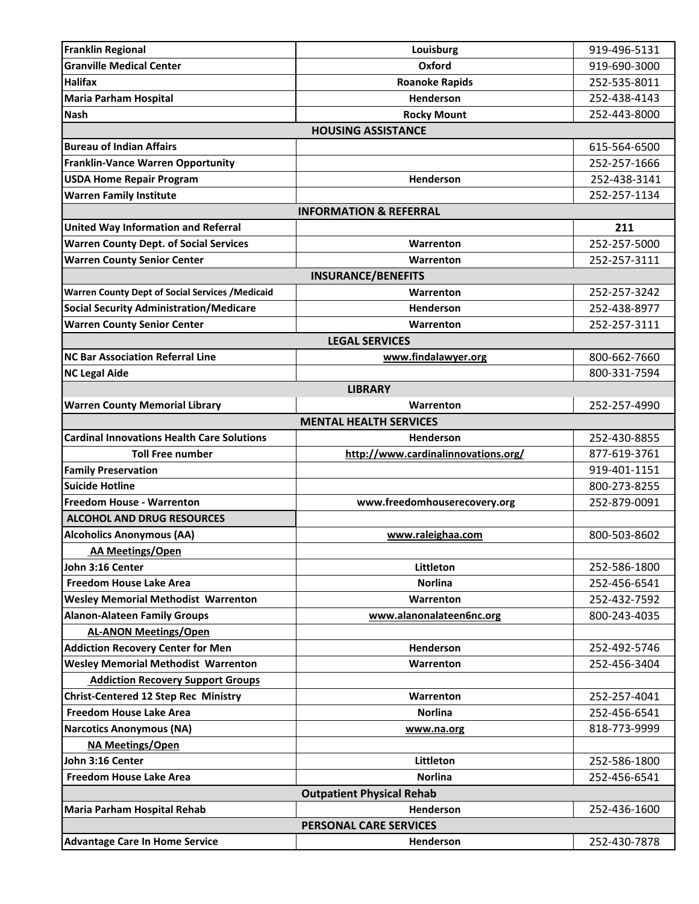| | | |
|---|---|---|
| **Franklin Regional** | **Louisburg** | 919-496-5131 |
| **Granville Medical Center** | **Oxford** | 919-690-3000 |
| **Halifax** | **Roanoke Rapids** | 252-535-8011 |
| **Maria Parham Hospital** | **Henderson** | 252-438-4143 |
| **Nash** | **Rocky Mount** | 252-443-8000 |
| **HOUSING ASSISTANCE** | | |
| **Bureau of Indian Affairs** | | 615-564-6500 |
| **Franklin-Vance Warren Opportunity** | | 252-257-1666 |
| **USDA Home Repair Program** | **Henderson** | 252-438-3141 |
| **Warren Family Institute** | | 252-257-1134 |
| **INFORMATION & REFERRAL** | | |
| **United Way Information and Referral** | | **211** |
| **Warren County Dept. of Social Services** | **Warrenton** | 252-257-5000 |
| **Warren County Senior Center** | **Warrenton** | 252-257-3111 |
| **INSURANCE/BENEFITS** | | |
| **Warren County Dept of Social Services /Medicaid** | **Warrenton** | 252-257-3242 |
| **Social Security Administration/Medicare** | **Henderson** | 252-438-8977 |
| **Warren County Senior Center** | **Warrenton** | 252-257-3111 |
| **LEGAL SERVICES** | | |
| **NC Bar Association Referral Line** | **www.findalawyer.org** | 800-662-7660 |
| **NC Legal Aide** | | 800-331-7594 |
| **LIBRARY** | | |
| **Warren County Memorial Library** | **Warrenton** | 252-257-4990 |
| **MENTAL HEALTH SERVICES** | | |
| **Cardinal Innovations Health Care Solutions** | **Henderson** | 252-430-8855 |
| **Toll Free number** | **http://www.cardinalinnovations.org/** | 877-619-3761 |
| **Family Preservation** | | 919-401-1151 |
| **Suicide Hotline** | | 800-273-8255 |
| **Freedom House - Warrenton** | **www.freedomhouserecovery.org** | 252-879-0091 |
| **ALCOHOL AND DRUG RESOURCES** | | |
| **Alcoholics Anonymous (AA)** | **www.raleighaa.com** | 800-503-8602 |
| **AA Meetings/Open** | | |
| **John 3:16 Center** | **Littleton** | 252-586-1800 |
| **Freedom House Lake Area** | **Norlina** | 252-456-6541 |
| **Wesley Memorial Methodist Warrenton** | **Warrenton** | 252-432-7592 |
| **Alanon-Alateen Family Groups** | **www.alanonalateen6nc.org** | 800-243-4035 |
| **AL-ANON Meetings/Open** | | |
| **Addiction Recovery Center for Men** | **Henderson** | 252-492-5746 |
| **Wesley Memorial Methodist Warrenton** | **Warrenton** | 252-456-3404 |
| **Addiction Recovery Support Groups** | | |
| **Christ-Centered 12 Step Rec Ministry** | **Warrenton** | 252-257-4041 |
| **Freedom House Lake Area** | **Norlina** | 252-456-6541 |
| **Narcotics Anonymous (NA)** | **www.na.org** | 818-773-9999 |
| **NA Meetings/Open** | | |
| **John 3:16 Center** | **Littleton** | 252-586-1800 |
| **Freedom House Lake Area** | **Norlina** | 252-456-6541 |
| **Outpatient Physical Rehab** | | |
| **Maria Parham Hospital Rehab** | **Henderson** | 252-436-1600 |
| **PERSONAL CARE SERVICES** | | |
| **Advantage Care In Home Service** | **Henderson** | 252-430-7878 |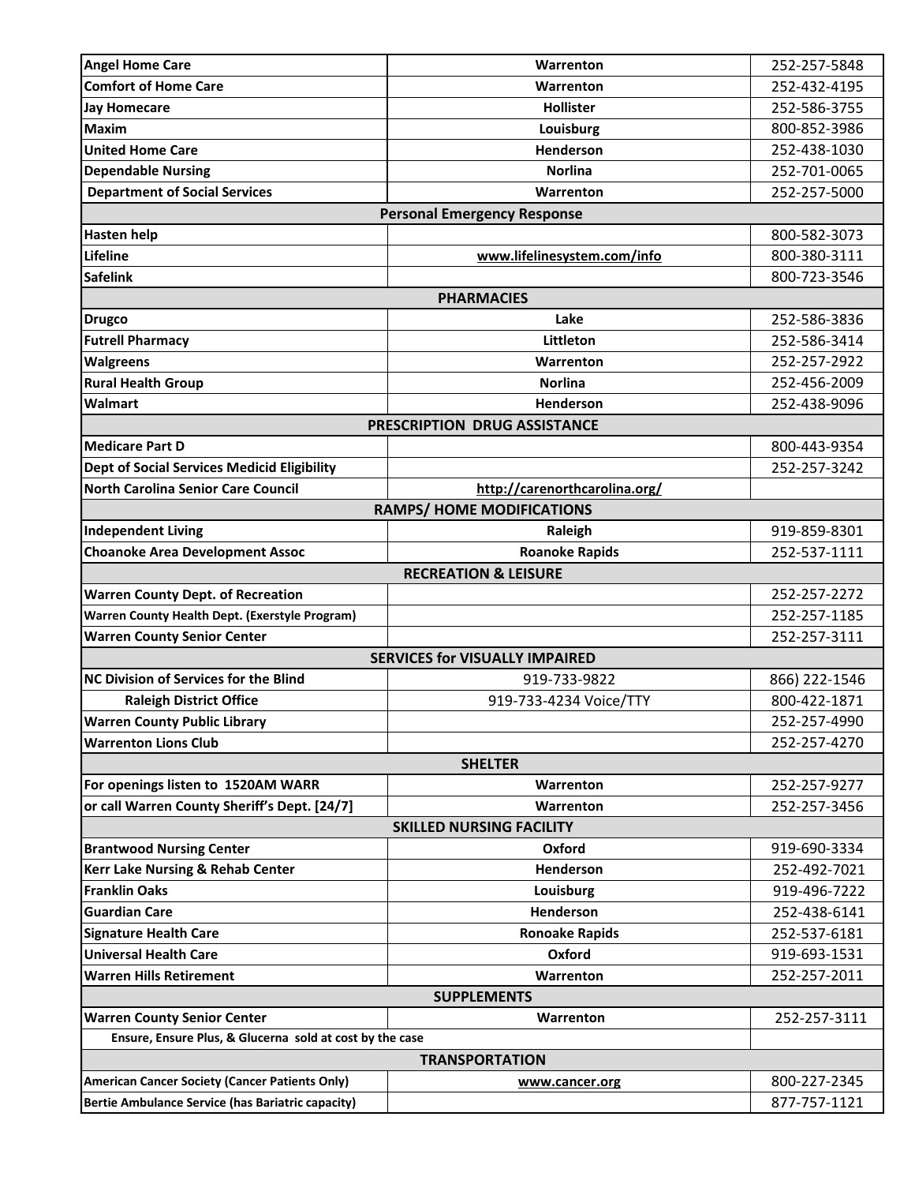| | | |
|---|---|---|
| **Angel Home Care** | **Warrenton** | 252-257-5848 |
| **Comfort of Home Care** | **Warrenton** | 252-432-4195 |
| **Jay Homecare** | **Hollister** | 252-586-3755 |
| **Maxim** | **Louisburg** | 800-852-3986 |
| **United Home Care** | **Henderson** | 252-438-1030 |
| **Dependable Nursing** | **Norlina** | 252-701-0065 |
| **Department of Social Services** | **Warrenton** | 252-257-5000 |
| **Personal Emergency Response** | | |
| **Hasten help** | | 800-582-3073 |
| **Lifeline** | **www.lifelinesystem.com/info** | 800-380-3111 |
| **Safelink** | | 800-723-3546 |
| **PHARMACIES** | | |
| **Drugco** | **Lake** | 252-586-3836 |
| **Futrell Pharmacy** | **Littleton** | 252-586-3414 |
| **Walgreens** | **Warrenton** | 252-257-2922 |
| **Rural Health Group** | **Norlina** | 252-456-2009 |
| **Walmart** | **Henderson** | 252-438-9096 |
| **PRESCRIPTION DRUG ASSISTANCE** | | |
| **Medicare Part D** | | 800-443-9354 |
| **Dept of Social Services Medicid Eligibility** | | 252-257-3242 |
| **North Carolina Senior Care Council** | **http://carenorthcarolina.org/** | |
| **RAMPS/ HOME MODIFICATIONS** | | |
| **Independent Living** | **Raleigh** | 919-859-8301 |
| **Choanoke Area Development Assoc** | **Roanoke Rapids** | 252-537-1111 |
| **RECREATION & LEISURE** | | |
| **Warren County Dept. of Recreation** | | 252-257-2272 |
| **Warren County Health Dept. (Exerstyle Program)** | | 252-257-1185 |
| **Warren County Senior Center** | | 252-257-3111 |
| **SERVICES for VISUALLY IMPAIRED** | | |
| **NC Division of Services for the Blind** | 919-733-9822 | 866) 222-1546 |
| **Raleigh District Office** | 919-733-4234 Voice/TTY | 800-422-1871 |
| **Warren County Public Library** | | 252-257-4990 |
| **Warrenton Lions Club** | | 252-257-4270 |
| **SHELTER** | | |
| **For openings listen to 1520AM WARR** | **Warrenton** | 252-257-9277 |
| **or call Warren County Sheriff's Dept. [24/7]** | **Warrenton** | 252-257-3456 |
| **SKILLED NURSING FACILITY** | | |
| **Brantwood Nursing Center** | **Oxford** | 919-690-3334 |
| **Kerr Lake Nursing & Rehab Center** | **Henderson** | 252-492-7021 |
| **Franklin Oaks** | **Louisburg** | 919-496-7222 |
| **Guardian Care** | **Henderson** | 252-438-6141 |
| **Signature Health Care** | **Ronoake Rapids** | 252-537-6181 |
| **Universal Health Care** | **Oxford** | 919-693-1531 |
| **Warren Hills Retirement** | **Warrenton** | 252-257-2011 |
| **SUPPLEMENTS** | | |
| **Warren County Senior Center** | **Warrenton** | 252-257-3111 |
| **Ensure, Ensure Plus, & Glucerna sold at cost by the case** | | |
| **TRANSPORTATION** | | |
| **American Cancer Society (Cancer Patients Only)** | **www.cancer.org** | 800-227-2345 |
| **Bertie Ambulance Service (has Bariatric capacity)** | | 877-757-1121 |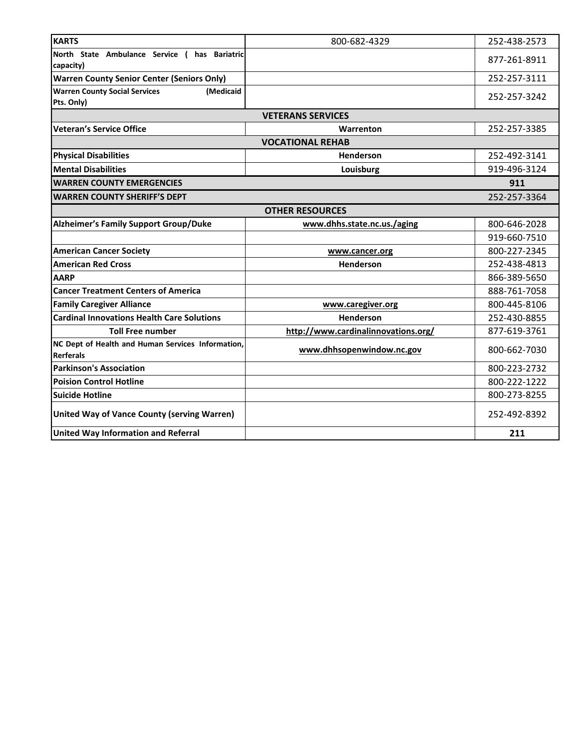| | | |
|---|---|---|
| **KARTS** | 800-682-4329 | 252-438-2573 |
| **North State Ambulance Service ( has Bariatric capacity)** | | 877-261-8911 |
| **Warren County Senior Center (Seniors Only)** | | 252-257-3111 |
| **Warren County Social Services (Medicaid Pts. Only)** | | 252-257-3242 |
| **VETERANS SERVICES** | | |
| **Veteran's Service Office** | **Warrenton** | 252-257-3385 |
| **VOCATIONAL REHAB** | | |
| **Physical Disabilities** | **Henderson** | 252-492-3141 |
| **Mental Disabilities** | **Louisburg** | 919-496-3124 |
| **WARREN COUNTY EMERGENCIES** | | **911** |
| **WARREN COUNTY SHERIFF'S DEPT** | | 252-257-3364 |
| **OTHER RESOURCES** | | |
| **Alzheimer's Family Support Group/Duke** | **www.dhhs.state.nc.us./aging** | 800-646-2028 |
| | | 919-660-7510 |
| **American Cancer Society** | **www.cancer.org** | 800-227-2345 |
| **American Red Cross** | **Henderson** | 252-438-4813 |
| **AARP** | | 866-389-5650 |
| **Cancer Treatment Centers of America** | | 888-761-7058 |
| **Family Caregiver Alliance** | **www.caregiver.org** | 800-445-8106 |
| **Cardinal Innovations Health Care Solutions** | **Henderson** | 252-430-8855 |
| **Toll Free number** | **http://www.cardinalinnovations.org/** | 877-619-3761 |
| **NC Dept of Health and Human Services Information, Rerferals** | **www.dhhsopenwindow.nc.gov** | 800-662-7030 |
| **Parkinson's Association** | | 800-223-2732 |
| **Poision Control Hotline** | | 800-222-1222 |
| **Suicide Hotline** | | 800-273-8255 |
| **United Way of Vance County (serving Warren)** | | 252-492-8392 |
| **United Way Information and Referral** | | **211** |